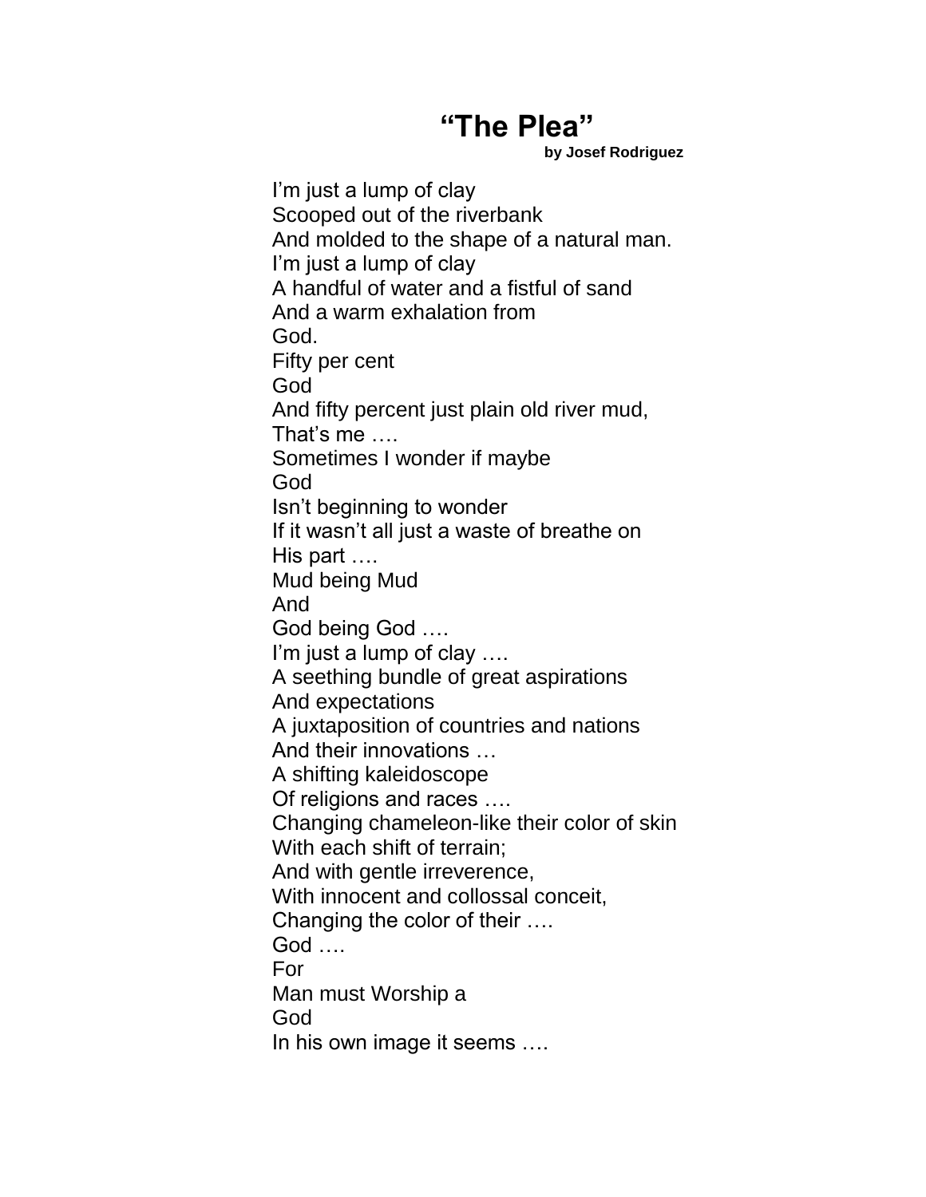# "The Plea"

**by Josef Rodriguez**

I'm just a lump of clay  
Scooped out of the riverbank  
And molded to the shape of a natural man.  
I'm just a lump of clay  
A handful of water and a fistful of sand  
And a warm exhalation from  
God.  
Fifty per cent  
God  
And fifty percent just plain old river mud,  
That's me ….  
Sometimes I wonder if maybe  
God  
Isn't beginning to wonder  
If it wasn't all just a waste of breathe on  
His part ….  
Mud being Mud  
And  
God being God ….  
I'm just a lump of clay ….  
A seething bundle of great aspirations  
And expectations  
A juxtaposition of countries and nations  
And their innovations …  
A shifting kaleidoscope  
Of religions and races ….  
Changing chameleon-like their color of skin  
With each shift of terrain;  
And with gentle irreverence,  
With innocent and collossal conceit,  
Changing the color of their ….  
God ….  
For  
Man must Worship a  
God  
In his own image it seems ….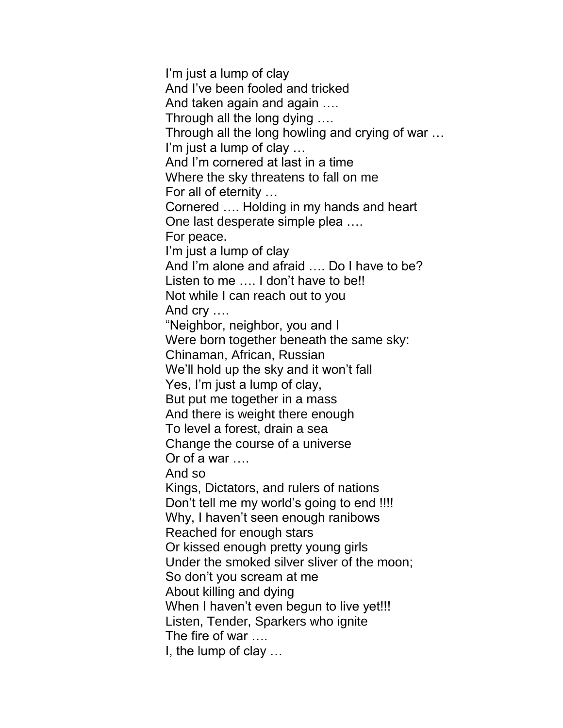I'm just a lump of clay  
And I've been fooled and tricked  
And taken again and again ….  
Through all the long dying ….  
Through all the long howling and crying of war …  
I'm just a lump of clay …  
And I'm cornered at last in a time  
Where the sky threatens to fall on me  
For all of eternity …  
Cornered …. Holding in my hands and heart  
One last desperate simple plea ….  
For peace.  
I'm just a lump of clay  
And I'm alone and afraid …. Do I have to be?  
Listen to me …. I don't have to be!!  
Not while I can reach out to you  
And cry ….  
"Neighbor, neighbor, you and I  
Were born together beneath the same sky:  
Chinaman, African, Russian  
We'll hold up the sky and it won't fall  
Yes, I'm just a lump of clay,  
But put me together in a mass  
And there is weight there enough  
To level a forest, drain a sea  
Change the course of a universe  
Or of a war ….  
And so  
Kings, Dictators, and rulers of nations  
Don't tell me my world's going to end !!!!  
Why, I haven't seen enough ranibows  
Reached for enough stars  
Or kissed enough pretty young girls  
Under the smoked silver sliver of the moon;  
So don't you scream at me  
About killing and dying  
When I haven't even begun to live yet!!!  
Listen, Tender, Sparkers who ignite  
The fire of war ….  
I, the lump of clay …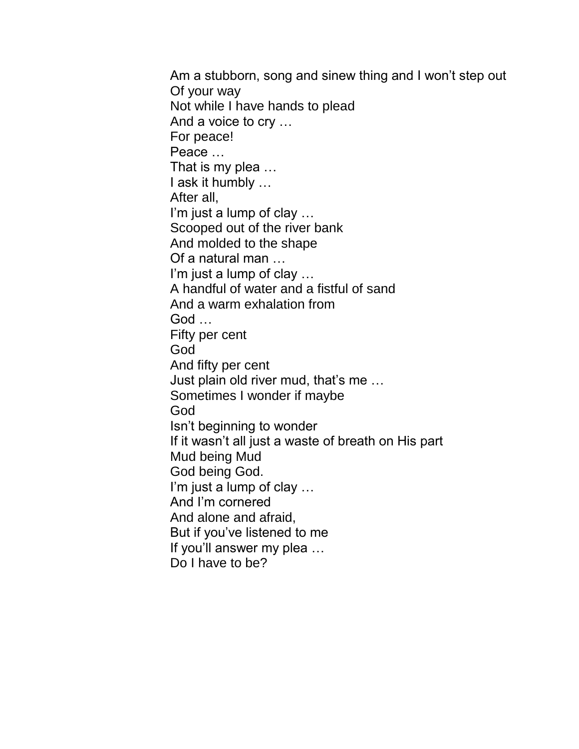Am a stubborn, song and sinew thing and I won't step out
Of your way
Not while I have hands to plead
And a voice to cry …
For peace!
Peace …
That is my plea …
I ask it humbly …
After all,
I'm just a lump of clay …
Scooped out of the river bank
And molded to the shape
Of a natural man …
I'm just a lump of clay …
A handful of water and a fistful of sand
And a warm exhalation from
God …
Fifty per cent
God
And fifty per cent
Just plain old river mud, that's me …
Sometimes I wonder if maybe
God
Isn't beginning to wonder
If it wasn't all just a waste of breath on His part
Mud being Mud
God being God.
I'm just a lump of clay …
And I'm cornered
And alone and afraid,
But if you've listened to me
If you'll answer my plea …
Do I have to be?